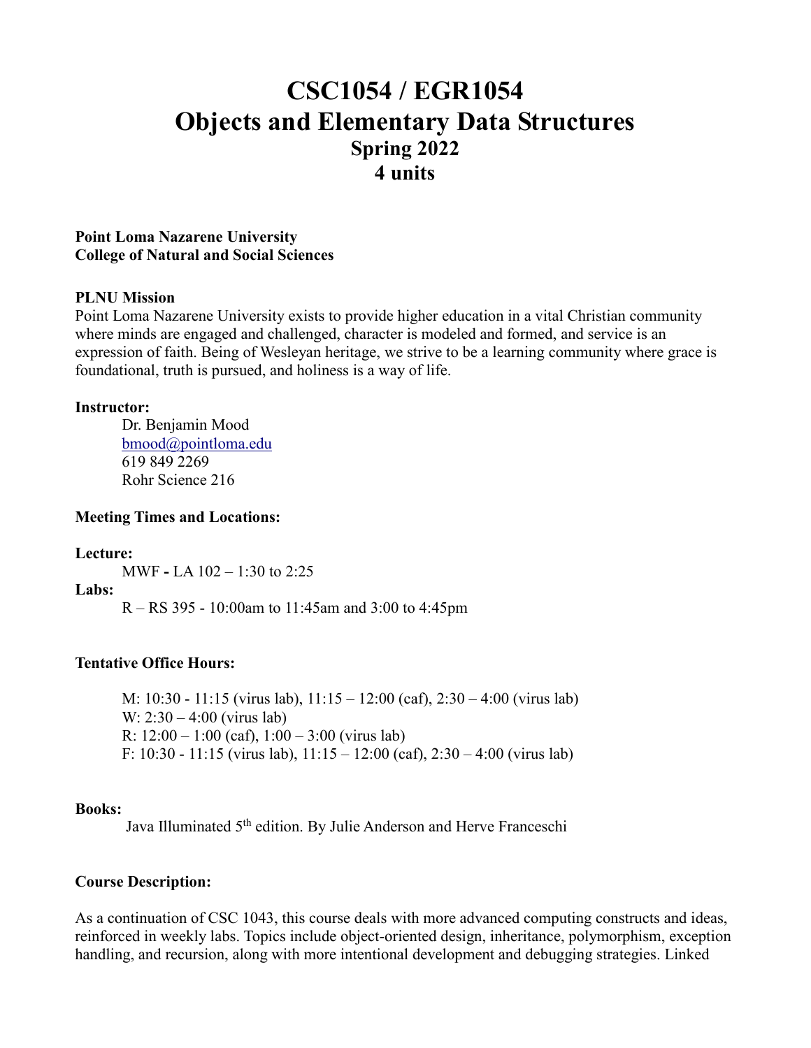# CSC1054 / EGR1054
# Objects and Elementary Data Structures
## Spring 2022
## 4 units

**Point Loma Nazarene University**
**College of Natural and Social Sciences**

**PLNU Mission**

Point Loma Nazarene University exists to provide higher education in a vital Christian community where minds are engaged and challenged, character is modeled and formed, and service is an expression of faith. Being of Wesleyan heritage, we strive to be a learning community where grace is foundational, truth is pursued, and holiness is a way of life.

**Instructor:**

Dr. Benjamin Mood
bmood@pointloma.edu
619 849 2269
Rohr Science 216

**Meeting Times and Locations:**

**Lecture:**

MWF **-** LA 102 – 1:30 to 2:25

**Labs:**

R – RS 395 - 10:00am to 11:45am and 3:00 to 4:45pm

**Tentative Office Hours:**

M: 10:30 - 11:15 (virus lab), 11:15 – 12:00 (caf), 2:30 – 4:00 (virus lab)
W: 2:30 – 4:00 (virus lab)
R: 12:00 – 1:00 (caf), 1:00 – 3:00 (virus lab)
F: 10:30 - 11:15 (virus lab), 11:15 – 12:00 (caf), 2:30 – 4:00 (virus lab)

**Books:**

Java Illuminated 5th edition. By Julie Anderson and Herve Franceschi

**Course Description:**

As a continuation of CSC 1043, this course deals with more advanced computing constructs and ideas, reinforced in weekly labs. Topics include object-oriented design, inheritance, polymorphism, exception handling, and recursion, along with more intentional development and debugging strategies. Linked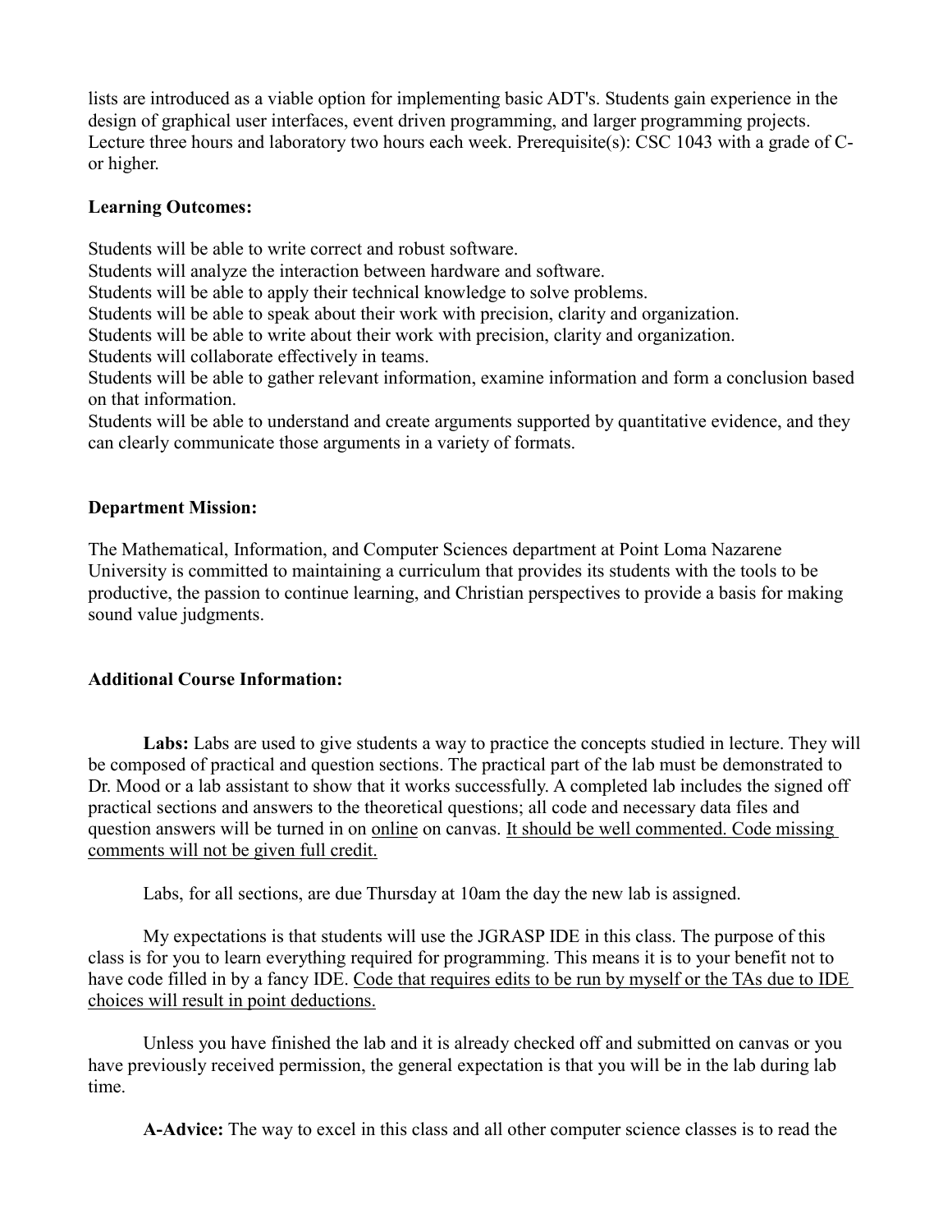lists are introduced as a viable option for implementing basic ADT's. Students gain experience in the design of graphical user interfaces, event driven programming, and larger programming projects. Lecture three hours and laboratory two hours each week. Prerequisite(s): CSC 1043 with a grade of C- or higher.

**Learning Outcomes:**

Students will be able to write correct and robust software.
Students will analyze the interaction between hardware and software.
Students will be able to apply their technical knowledge to solve problems.
Students will be able to speak about their work with precision, clarity and organization.
Students will be able to write about their work with precision, clarity and organization.
Students will collaborate effectively in teams.
Students will be able to gather relevant information, examine information and form a conclusion based on that information.
Students will be able to understand and create arguments supported by quantitative evidence, and they can clearly communicate those arguments in a variety of formats.

**Department Mission:**

The Mathematical, Information, and Computer Sciences department at Point Loma Nazarene University is committed to maintaining a curriculum that provides its students with the tools to be productive, the passion to continue learning, and Christian perspectives to provide a basis for making sound value judgments.

**Additional Course Information:**

**Labs:** Labs are used to give students a way to practice the concepts studied in lecture. They will be composed of practical and question sections. The practical part of the lab must be demonstrated to Dr. Mood or a lab assistant to show that it works successfully. A completed lab includes the signed off practical sections and answers to the theoretical questions; all code and necessary data files and question answers will be turned in on online on canvas. It should be well commented. Code missing comments will not be given full credit.

Labs, for all sections, are due Thursday at 10am the day the new lab is assigned.

My expectations is that students will use the JGRASP IDE in this class. The purpose of this class is for you to learn everything required for programming. This means it is to your benefit not to have code filled in by a fancy IDE. Code that requires edits to be run by myself or the TAs due to IDE choices will result in point deductions.

Unless you have finished the lab and it is already checked off and submitted on canvas or you have previously received permission, the general expectation is that you will be in the lab during lab time.

**A-Advice:** The way to excel in this class and all other computer science classes is to read the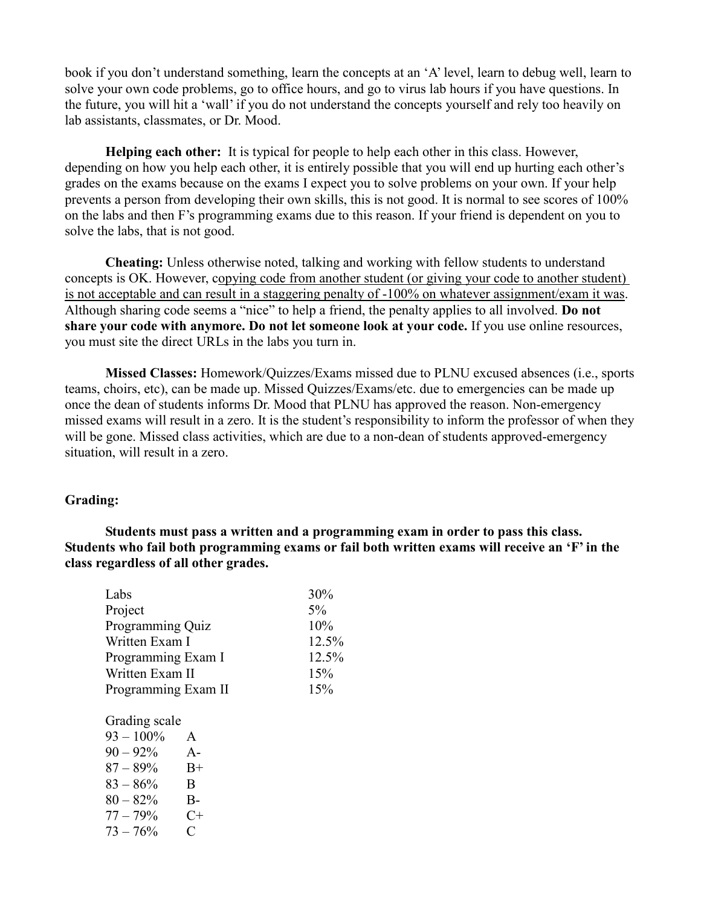book if you don't understand something, learn the concepts at an 'A' level, learn to debug well, learn to solve your own code problems, go to office hours, and go to virus lab hours if you have questions. In the future, you will hit a 'wall' if you do not understand the concepts yourself and rely too heavily on lab assistants, classmates, or Dr. Mood.

**Helping each other:** It is typical for people to help each other in this class. However, depending on how you help each other, it is entirely possible that you will end up hurting each other's grades on the exams because on the exams I expect you to solve problems on your own. If your help prevents a person from developing their own skills, this is not good. It is normal to see scores of 100% on the labs and then F's programming exams due to this reason. If your friend is dependent on you to solve the labs, that is not good.

**Cheating:** Unless otherwise noted, talking and working with fellow students to understand concepts is OK. However, copying code from another student (or giving your code to another student) is not acceptable and can result in a staggering penalty of -100% on whatever assignment/exam it was. Although sharing code seems a "nice" to help a friend, the penalty applies to all involved. **Do not share your code with anymore. Do not let someone look at your code.** If you use online resources, you must site the direct URLs in the labs you turn in.

**Missed Classes:** Homework/Quizzes/Exams missed due to PLNU excused absences (i.e., sports teams, choirs, etc), can be made up. Missed Quizzes/Exams/etc. due to emergencies can be made up once the dean of students informs Dr. Mood that PLNU has approved the reason. Non-emergency missed exams will result in a zero. It is the student's responsibility to inform the professor of when they will be gone. Missed class activities, which are due to a non-dean of students approved-emergency situation, will result in a zero.

**Grading:**

**Students must pass a written and a programming exam in order to pass this class. Students who fail both programming exams or fail both written exams will receive an 'F' in the class regardless of all other grades.**

| Component | Weight |
|---|---|
| Labs | 30% |
| Project | 5% |
| Programming Quiz | 10% |
| Written Exam I | 12.5% |
| Programming Exam I | 12.5% |
| Written Exam II | 15% |
| Programming Exam II | 15% |

Grading scale

| Range | Grade |
|---|---|
| 93 – 100% | A |
| 90 – 92% | A- |
| 87 – 89% | B+ |
| 83 – 86% | B |
| 80 – 82% | B- |
| 77 – 79% | C+ |
| 73 – 76% | C |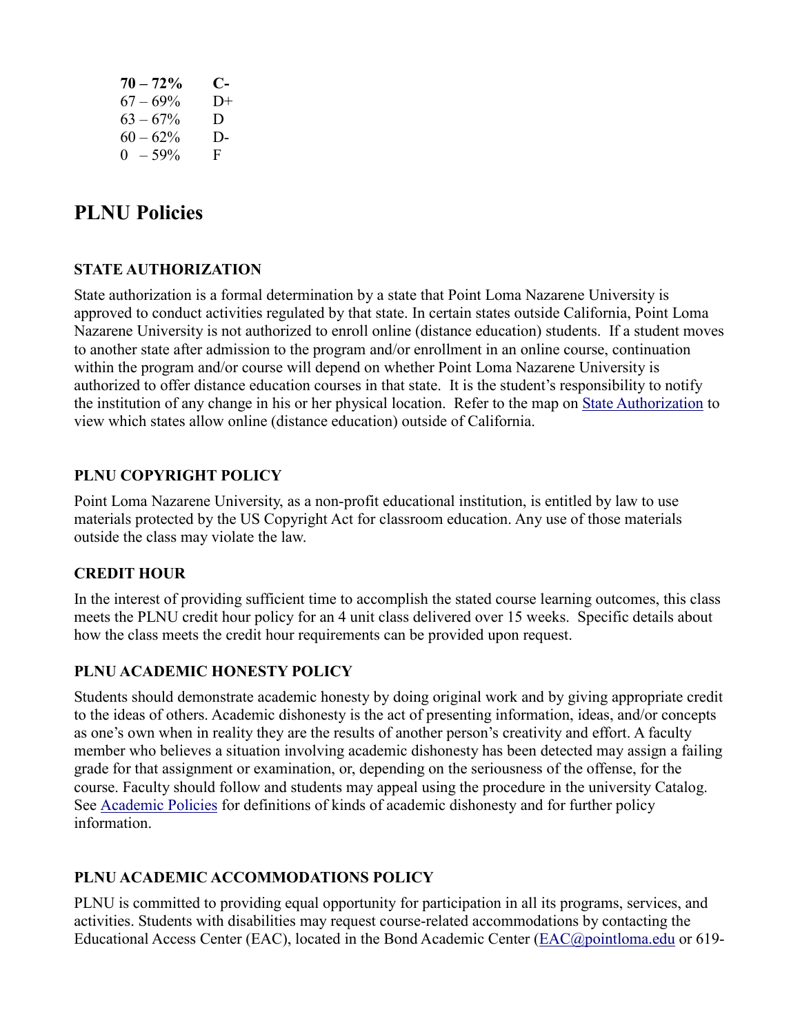| | |
|---|---|
| **70 – 72%** | **C-** |
| 67 – 69% | D+ |
| 63 – 67% | D |
| 60 – 62% | D- |
| 0 – 59% | F |

## PLNU Policies

### STATE AUTHORIZATION

State authorization is a formal determination by a state that Point Loma Nazarene University is approved to conduct activities regulated by that state. In certain states outside California, Point Loma Nazarene University is not authorized to enroll online (distance education) students. If a student moves to another state after admission to the program and/or enrollment in an online course, continuation within the program and/or course will depend on whether Point Loma Nazarene University is authorized to offer distance education courses in that state. It is the student's responsibility to notify the institution of any change in his or her physical location. Refer to the map on State Authorization to view which states allow online (distance education) outside of California.

### PLNU COPYRIGHT POLICY

Point Loma Nazarene University, as a non-profit educational institution, is entitled by law to use materials protected by the US Copyright Act for classroom education. Any use of those materials outside the class may violate the law.

### CREDIT HOUR

In the interest of providing sufficient time to accomplish the stated course learning outcomes, this class meets the PLNU credit hour policy for an 4 unit class delivered over 15 weeks. Specific details about how the class meets the credit hour requirements can be provided upon request.

### PLNU ACADEMIC HONESTY POLICY

Students should demonstrate academic honesty by doing original work and by giving appropriate credit to the ideas of others. Academic dishonesty is the act of presenting information, ideas, and/or concepts as one's own when in reality they are the results of another person's creativity and effort. A faculty member who believes a situation involving academic dishonesty has been detected may assign a failing grade for that assignment or examination, or, depending on the seriousness of the offense, for the course. Faculty should follow and students may appeal using the procedure in the university Catalog. See Academic Policies for definitions of kinds of academic dishonesty and for further policy information.

### PLNU ACADEMIC ACCOMMODATIONS POLICY

PLNU is committed to providing equal opportunity for participation in all its programs, services, and activities. Students with disabilities may request course-related accommodations by contacting the Educational Access Center (EAC), located in the Bond Academic Center (EAC@pointloma.edu or 619-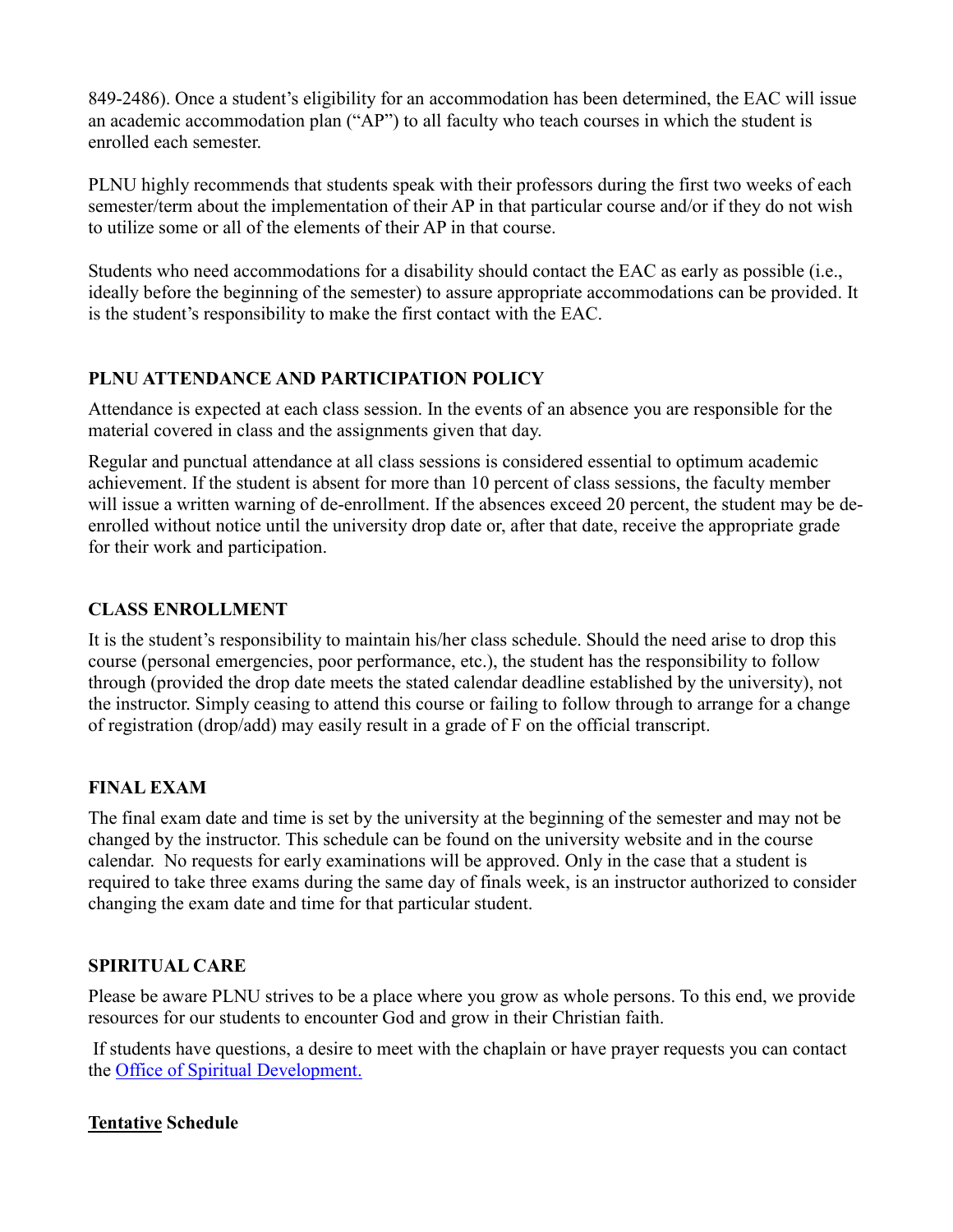849-2486). Once a student's eligibility for an accommodation has been determined, the EAC will issue an academic accommodation plan ("AP") to all faculty who teach courses in which the student is enrolled each semester.

PLNU highly recommends that students speak with their professors during the first two weeks of each semester/term about the implementation of their AP in that particular course and/or if they do not wish to utilize some or all of the elements of their AP in that course.

Students who need accommodations for a disability should contact the EAC as early as possible (i.e., ideally before the beginning of the semester) to assure appropriate accommodations can be provided. It is the student's responsibility to make the first contact with the EAC.

## PLNU ATTENDANCE AND PARTICIPATION POLICY

Attendance is expected at each class session. In the events of an absence you are responsible for the material covered in class and the assignments given that day.

Regular and punctual attendance at all class sessions is considered essential to optimum academic achievement. If the student is absent for more than 10 percent of class sessions, the faculty member will issue a written warning of de-enrollment. If the absences exceed 20 percent, the student may be de-enrolled without notice until the university drop date or, after that date, receive the appropriate grade for their work and participation.

## CLASS ENROLLMENT

It is the student's responsibility to maintain his/her class schedule. Should the need arise to drop this course (personal emergencies, poor performance, etc.), the student has the responsibility to follow through (provided the drop date meets the stated calendar deadline established by the university), not the instructor. Simply ceasing to attend this course or failing to follow through to arrange for a change of registration (drop/add) may easily result in a grade of F on the official transcript.

## FINAL EXAM

The final exam date and time is set by the university at the beginning of the semester and may not be changed by the instructor. This schedule can be found on the university website and in the course calendar. No requests for early examinations will be approved. Only in the case that a student is required to take three exams during the same day of finals week, is an instructor authorized to consider changing the exam date and time for that particular student.

## SPIRITUAL CARE

Please be aware PLNU strives to be a place where you grow as whole persons. To this end, we provide resources for our students to encounter God and grow in their Christian faith.

If students have questions, a desire to meet with the chaplain or have prayer requests you can contact the Office of Spiritual Development.

## Tentative Schedule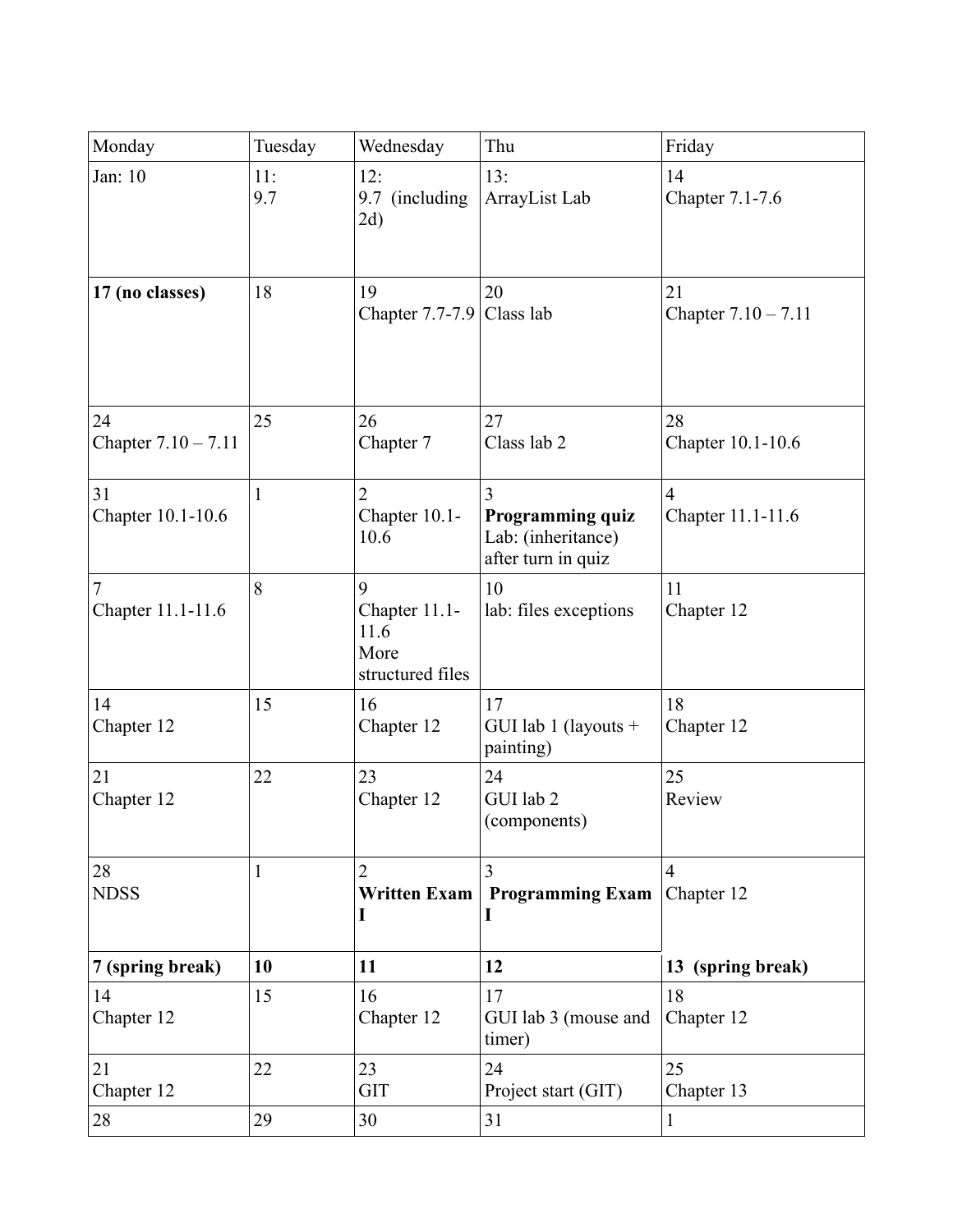| Monday | Tuesday | Wednesday | Thu | Friday |
| --- | --- | --- | --- | --- |
| Jan: 10 | 11:<br>9.7 | 12:<br>9.7 (including 2d) | 13:<br>ArrayList Lab | 14<br>Chapter 7.1-7.6 |
| **17 (no classes)** | 18 | 19<br>Chapter 7.7-7.9 | 20<br>Class lab | 21<br>Chapter 7.10 – 7.11 |
| 24<br>Chapter 7.10 – 7.11 | 25 | 26<br>Chapter 7 | 27<br>Class lab 2 | 28<br>Chapter 10.1-10.6 |
| 31<br>Chapter 10.1-10.6 | 1 | 2<br>Chapter 10.1-10.6 | 3<br>**Programming quiz**<br>Lab: (inheritance) after turn in quiz | 4<br>Chapter 11.1-11.6 |
| 7<br>Chapter 11.1-11.6 | 8 | 9<br>Chapter 11.1-11.6<br>More structured files | 10<br>lab: files exceptions | 11<br>Chapter 12 |
| 14<br>Chapter 12 | 15 | 16<br>Chapter 12 | 17<br>GUI lab 1 (layouts + painting) | 18<br>Chapter 12 |
| 21<br>Chapter 12 | 22 | 23<br>Chapter 12 | 24<br>GUI lab 2 (components) | 25<br>Review |
| 28<br>NDSS | 1 | 2<br>**Written Exam I** | 3<br>**Programming Exam I** | 4<br>Chapter 12 |
| **7 (spring break)** | **10** | **11** | **12** | **13 (spring break)** |
| 14<br>Chapter 12 | 15 | 16<br>Chapter 12 | 17<br>GUI lab 3 (mouse and timer) | 18<br>Chapter 12 |
| 21<br>Chapter 12 | 22 | 23<br>GIT | 24<br>Project start (GIT) | 25<br>Chapter 13 |
| 28 | 29 | 30 | 31 | 1 |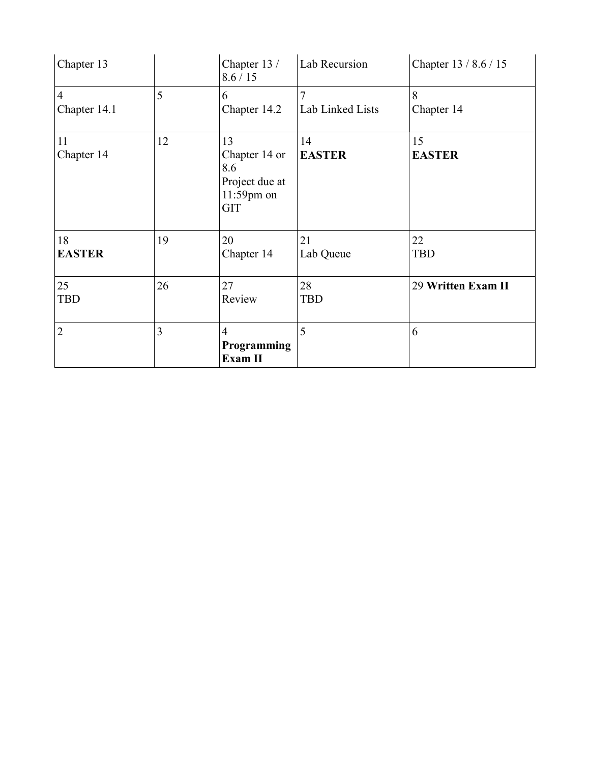| | | | | |
|---|---|---|---|---|
| Chapter 13 | | Chapter 13 / 8.6 / 15 | Lab Recursion | Chapter 13 / 8.6 / 15 |
| 4<br>Chapter 14.1 | 5 | 6<br>Chapter 14.2 | 7<br>Lab Linked Lists | 8<br>Chapter 14 |
| 11<br>Chapter 14 | 12 | 13<br>Chapter 14 or 8.6<br>Project due at 11:59pm on GIT | 14<br>**EASTER** | 15<br>**EASTER** |
| 18<br>**EASTER** | 19 | 20<br>Chapter 14 | 21<br>Lab Queue | 22<br>TBD |
| 25<br>TBD | 26 | 27<br>Review | 28<br>TBD | 29 **Written Exam II** |
| 2 | 3 | 4<br>**Programming Exam II** | 5 | 6 |